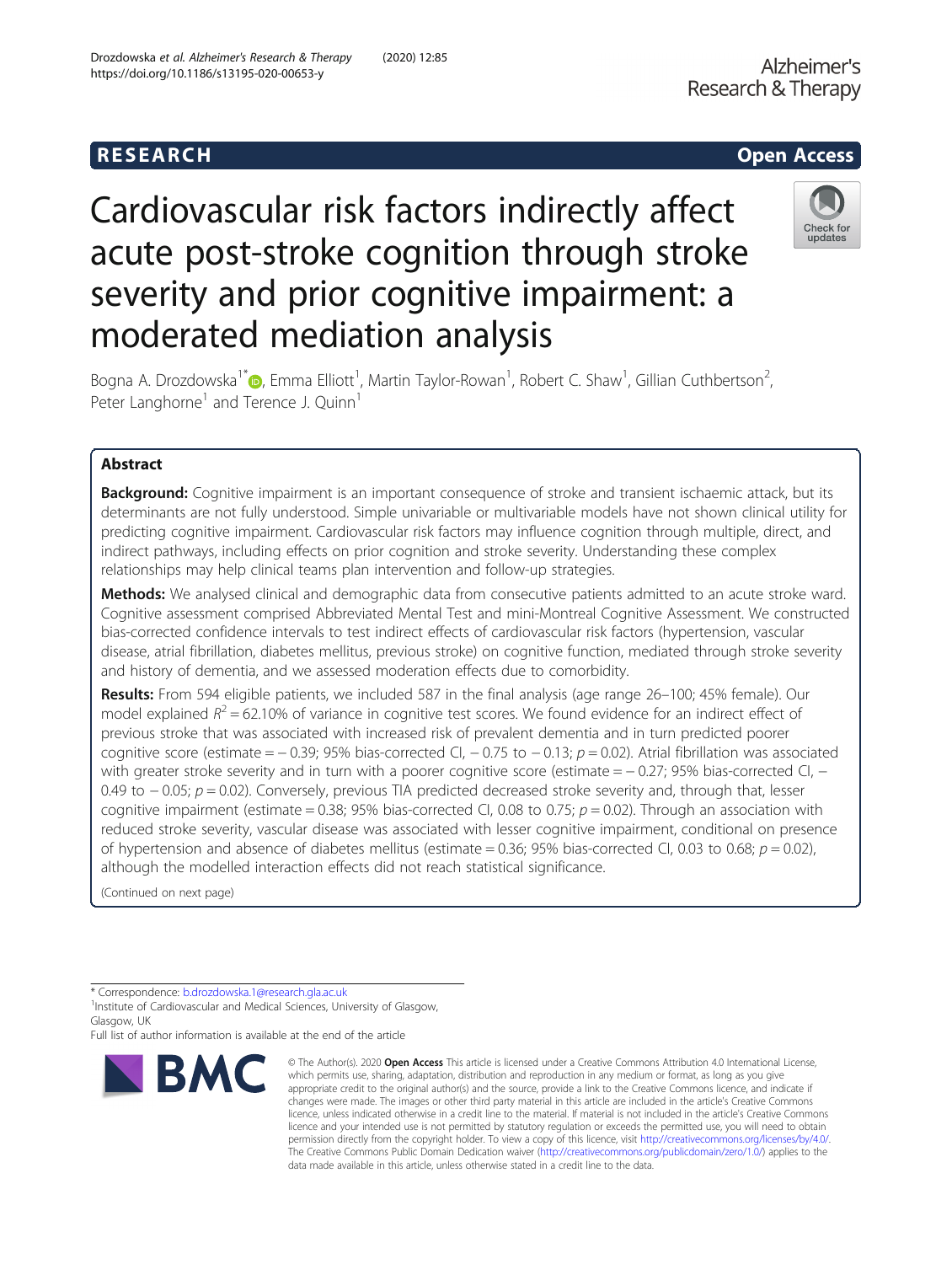RESEARCH

Open Access

# Cardiovascular risk factors indirectly affect acute post-stroke cognition through stroke severity and prior cognitive impairment: a moderated mediation analysis

Bogna A. Drozdowska[1*], Emma Elliott[1], Martin Taylor-Rowan[1], Robert C. Shaw[1], Gillian Cuthbertson[2], Peter Langhorne[1] and Terence J. Quinn[1]

## Abstract

**Background:** Cognitive impairment is an important consequence of stroke and transient ischaemic attack, but its determinants are not fully understood. Simple univariable or multivariable models have not shown clinical utility for predicting cognitive impairment. Cardiovascular risk factors may influence cognition through multiple, direct, and indirect pathways, including effects on prior cognition and stroke severity. Understanding these complex relationships may help clinical teams plan intervention and follow-up strategies.

**Methods:** We analysed clinical and demographic data from consecutive patients admitted to an acute stroke ward. Cognitive assessment comprised Abbreviated Mental Test and mini-Montreal Cognitive Assessment. We constructed bias-corrected confidence intervals to test indirect effects of cardiovascular risk factors (hypertension, vascular disease, atrial fibrillation, diabetes mellitus, previous stroke) on cognitive function, mediated through stroke severity and history of dementia, and we assessed moderation effects due to comorbidity.

**Results:** From 594 eligible patients, we included 587 in the final analysis (age range 26–100; 45% female). Our model explained $R^2 = 62.10\%$ of variance in cognitive test scores. We found evidence for an indirect effect of previous stroke that was associated with increased risk of prevalent dementia and in turn predicted poorer cognitive score (estimate = − 0.39; 95% bias-corrected CI, − 0.75 to − 0.13; $p = 0.02$). Atrial fibrillation was associated with greater stroke severity and in turn with a poorer cognitive score (estimate = − 0.27; 95% bias-corrected CI, − 0.49 to − 0.05; $p = 0.02$). Conversely, previous TIA predicted decreased stroke severity and, through that, lesser cognitive impairment (estimate = 0.38; 95% bias-corrected CI, 0.08 to 0.75; $p = 0.02$). Through an association with reduced stroke severity, vascular disease was associated with lesser cognitive impairment, conditional on presence of hypertension and absence of diabetes mellitus (estimate = 0.36; 95% bias-corrected CI, 0.03 to 0.68; $p = 0.02$), although the modelled interaction effects did not reach statistical significance.

(Continued on next page)

* Correspondence: b.drozdowska.1@research.gla.ac.uk

[1]Institute of Cardiovascular and Medical Sciences, University of Glasgow, Glasgow, UK

Full list of author information is available at the end of the article

© The Author(s). 2020 **Open Access** This article is licensed under a Creative Commons Attribution 4.0 International License, which permits use, sharing, adaptation, distribution and reproduction in any medium or format, as long as you give appropriate credit to the original author(s) and the source, provide a link to the Creative Commons licence, and indicate if changes were made. The images or other third party material in this article are included in the article's Creative Commons licence, unless indicated otherwise in a credit line to the material. If material is not included in the article's Creative Commons licence and your intended use is not permitted by statutory regulation or exceeds the permitted use, you will need to obtain permission directly from the copyright holder. To view a copy of this licence, visit http://creativecommons.org/licenses/by/4.0/. The Creative Commons Public Domain Dedication waiver (http://creativecommons.org/publicdomain/zero/1.0/) applies to the data made available in this article, unless otherwise stated in a credit line to the data.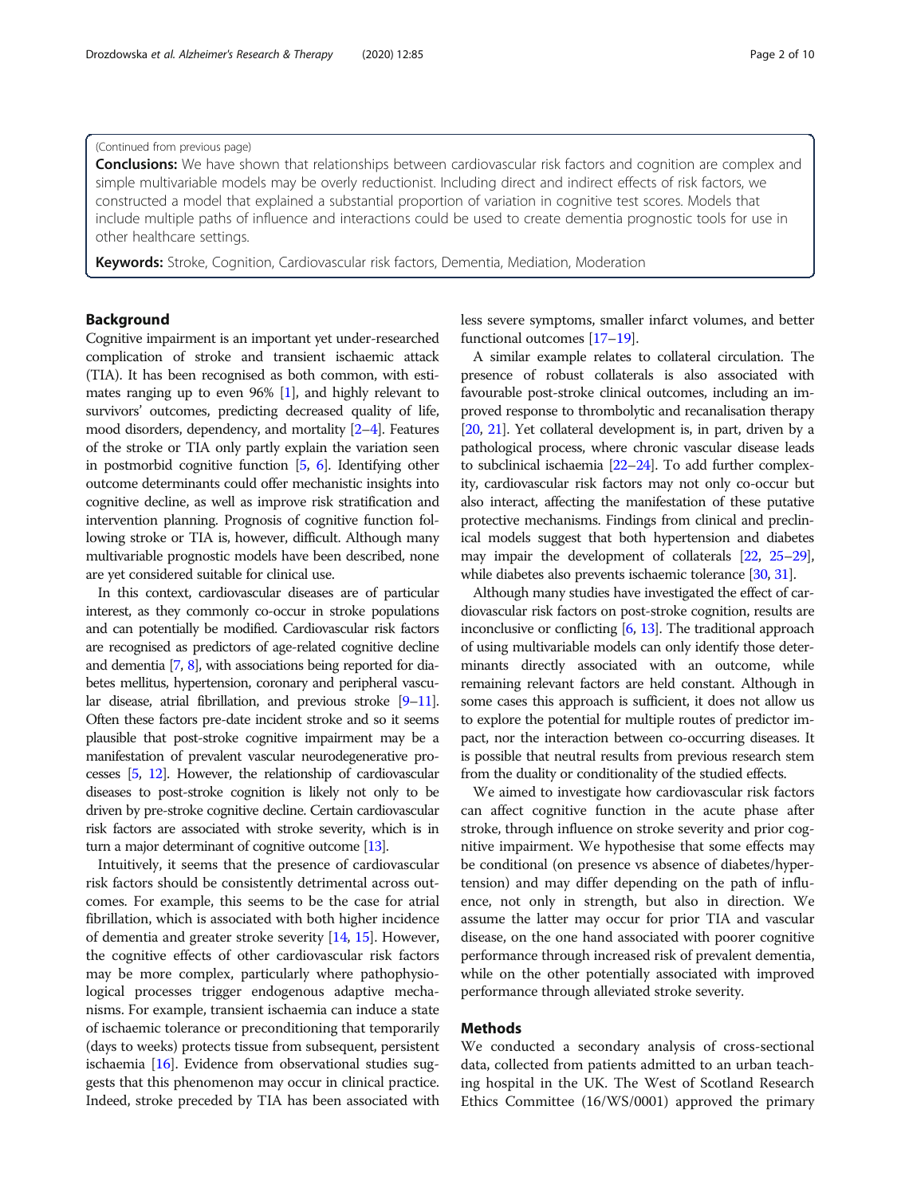(Continued from previous page)

**Conclusions:** We have shown that relationships between cardiovascular risk factors and cognition are complex and simple multivariable models may be overly reductionist. Including direct and indirect effects of risk factors, we constructed a model that explained a substantial proportion of variation in cognitive test scores. Models that include multiple paths of influence and interactions could be used to create dementia prognostic tools for use in other healthcare settings.

**Keywords:** Stroke, Cognition, Cardiovascular risk factors, Dementia, Mediation, Moderation

## Background

Cognitive impairment is an important yet under-researched complication of stroke and transient ischaemic attack (TIA). It has been recognised as both common, with estimates ranging up to even 96% [1], and highly relevant to survivors' outcomes, predicting decreased quality of life, mood disorders, dependency, and mortality [2–4]. Features of the stroke or TIA only partly explain the variation seen in postmorbid cognitive function [5, 6]. Identifying other outcome determinants could offer mechanistic insights into cognitive decline, as well as improve risk stratification and intervention planning. Prognosis of cognitive function following stroke or TIA is, however, difficult. Although many multivariable prognostic models have been described, none are yet considered suitable for clinical use.

In this context, cardiovascular diseases are of particular interest, as they commonly co-occur in stroke populations and can potentially be modified. Cardiovascular risk factors are recognised as predictors of age-related cognitive decline and dementia [7, 8], with associations being reported for diabetes mellitus, hypertension, coronary and peripheral vascular disease, atrial fibrillation, and previous stroke [9–11]. Often these factors pre-date incident stroke and so it seems plausible that post-stroke cognitive impairment may be a manifestation of prevalent vascular neurodegenerative processes [5, 12]. However, the relationship of cardiovascular diseases to post-stroke cognition is likely not only to be driven by pre-stroke cognitive decline. Certain cardiovascular risk factors are associated with stroke severity, which is in turn a major determinant of cognitive outcome [13].

Intuitively, it seems that the presence of cardiovascular risk factors should be consistently detrimental across outcomes. For example, this seems to be the case for atrial fibrillation, which is associated with both higher incidence of dementia and greater stroke severity [14, 15]. However, the cognitive effects of other cardiovascular risk factors may be more complex, particularly where pathophysiological processes trigger endogenous adaptive mechanisms. For example, transient ischaemia can induce a state of ischaemic tolerance or preconditioning that temporarily (days to weeks) protects tissue from subsequent, persistent ischaemia [16]. Evidence from observational studies suggests that this phenomenon may occur in clinical practice. Indeed, stroke preceded by TIA has been associated with less severe symptoms, smaller infarct volumes, and better functional outcomes [17–19].

A similar example relates to collateral circulation. The presence of robust collaterals is also associated with favourable post-stroke clinical outcomes, including an improved response to thrombolytic and recanalisation therapy [20, 21]. Yet collateral development is, in part, driven by a pathological process, where chronic vascular disease leads to subclinical ischaemia [22–24]. To add further complexity, cardiovascular risk factors may not only co-occur but also interact, affecting the manifestation of these putative protective mechanisms. Findings from clinical and preclinical models suggest that both hypertension and diabetes may impair the development of collaterals [22, 25–29], while diabetes also prevents ischaemic tolerance [30, 31].

Although many studies have investigated the effect of cardiovascular risk factors on post-stroke cognition, results are inconclusive or conflicting [6, 13]. The traditional approach of using multivariable models can only identify those determinants directly associated with an outcome, while remaining relevant factors are held constant. Although in some cases this approach is sufficient, it does not allow us to explore the potential for multiple routes of predictor impact, nor the interaction between co-occurring diseases. It is possible that neutral results from previous research stem from the duality or conditionality of the studied effects.

We aimed to investigate how cardiovascular risk factors can affect cognitive function in the acute phase after stroke, through influence on stroke severity and prior cognitive impairment. We hypothesise that some effects may be conditional (on presence vs absence of diabetes/hypertension) and may differ depending on the path of influence, not only in strength, but also in direction. We assume the latter may occur for prior TIA and vascular disease, on the one hand associated with poorer cognitive performance through increased risk of prevalent dementia, while on the other potentially associated with improved performance through alleviated stroke severity.

## Methods

We conducted a secondary analysis of cross-sectional data, collected from patients admitted to an urban teaching hospital in the UK. The West of Scotland Research Ethics Committee (16/WS/0001) approved the primary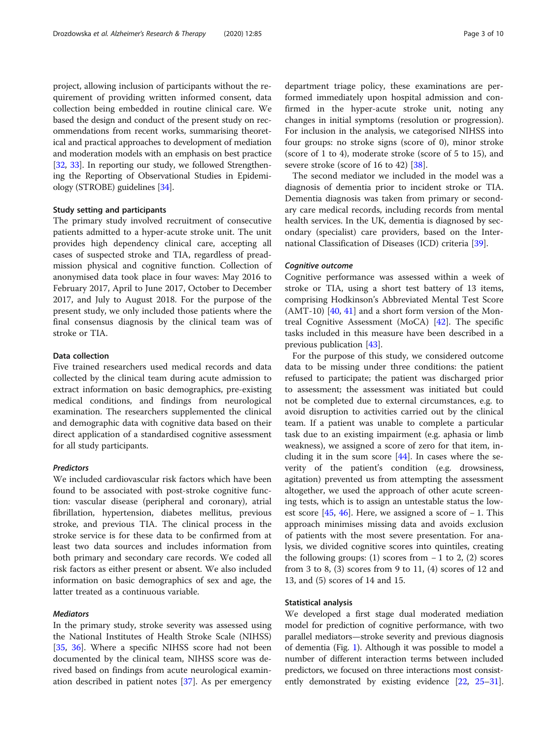project, allowing inclusion of participants without the requirement of providing written informed consent, data collection being embedded in routine clinical care. We based the design and conduct of the present study on recommendations from recent works, summarising theoretical and practical approaches to development of mediation and moderation models with an emphasis on best practice [32, 33]. In reporting our study, we followed Strengthening the Reporting of Observational Studies in Epidemiology (STROBE) guidelines [34].

### Study setting and participants

The primary study involved recruitment of consecutive patients admitted to a hyper-acute stroke unit. The unit provides high dependency clinical care, accepting all cases of suspected stroke and TIA, regardless of preadmission physical and cognitive function. Collection of anonymised data took place in four waves: May 2016 to February 2017, April to June 2017, October to December 2017, and July to August 2018. For the purpose of the present study, we only included those patients where the final consensus diagnosis by the clinical team was of stroke or TIA.

### Data collection

Five trained researchers used medical records and data collected by the clinical team during acute admission to extract information on basic demographics, pre-existing medical conditions, and findings from neurological examination. The researchers supplemented the clinical and demographic data with cognitive data based on their direct application of a standardised cognitive assessment for all study participants.

#### *Predictors*

We included cardiovascular risk factors which have been found to be associated with post-stroke cognitive function: vascular disease (peripheral and coronary), atrial fibrillation, hypertension, diabetes mellitus, previous stroke, and previous TIA. The clinical process in the stroke service is for these data to be confirmed from at least two data sources and includes information from both primary and secondary care records. We coded all risk factors as either present or absent. We also included information on basic demographics of sex and age, the latter treated as a continuous variable.

#### *Mediators*

In the primary study, stroke severity was assessed using the National Institutes of Health Stroke Scale (NIHSS) [35, 36]. Where a specific NIHSS score had not been documented by the clinical team, NIHSS score was derived based on findings from acute neurological examination described in patient notes [37]. As per emergency department triage policy, these examinations are performed immediately upon hospital admission and confirmed in the hyper-acute stroke unit, noting any changes in initial symptoms (resolution or progression). For inclusion in the analysis, we categorised NIHSS into four groups: no stroke signs (score of 0), minor stroke (score of 1 to 4), moderate stroke (score of 5 to 15), and severe stroke (score of 16 to 42) [38].

The second mediator we included in the model was a diagnosis of dementia prior to incident stroke or TIA. Dementia diagnosis was taken from primary or secondary care medical records, including records from mental health services. In the UK, dementia is diagnosed by secondary (specialist) care providers, based on the International Classification of Diseases (ICD) criteria [39].

#### *Cognitive outcome*

Cognitive performance was assessed within a week of stroke or TIA, using a short test battery of 13 items, comprising Hodkinson's Abbreviated Mental Test Score (AMT-10) [40, 41] and a short form version of the Montreal Cognitive Assessment (MoCA) [42]. The specific tasks included in this measure have been described in a previous publication [43].

For the purpose of this study, we considered outcome data to be missing under three conditions: the patient refused to participate; the patient was discharged prior to assessment; the assessment was initiated but could not be completed due to external circumstances, e.g. to avoid disruption to activities carried out by the clinical team. If a patient was unable to complete a particular task due to an existing impairment (e.g. aphasia or limb weakness), we assigned a score of zero for that item, including it in the sum score [44]. In cases where the severity of the patient's condition (e.g. drowsiness, agitation) prevented us from attempting the assessment altogether, we used the approach of other acute screening tests, which is to assign an untestable status the lowest score [45, 46]. Here, we assigned a score of − 1. This approach minimises missing data and avoids exclusion of patients with the most severe presentation. For analysis, we divided cognitive scores into quintiles, creating the following groups: (1) scores from − 1 to 2, (2) scores from 3 to 8, (3) scores from 9 to 11, (4) scores of 12 and 13, and (5) scores of 14 and 15.

### Statistical analysis

We developed a first stage dual moderated mediation model for prediction of cognitive performance, with two parallel mediators—stroke severity and previous diagnosis of dementia (Fig. 1). Although it was possible to model a number of different interaction terms between included predictors, we focused on three interactions most consistently demonstrated by existing evidence [22, 25–31].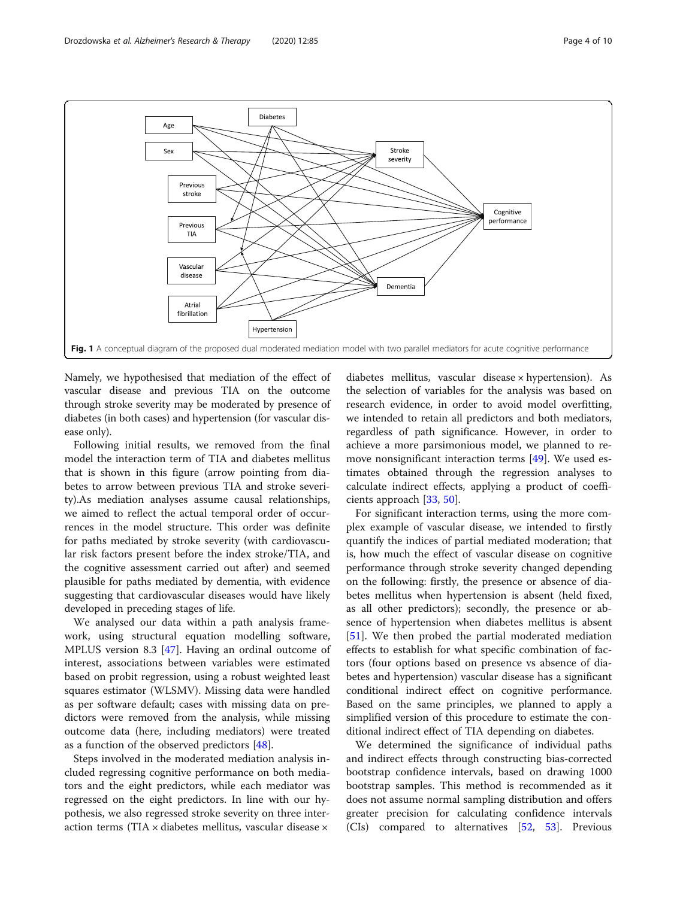Fig. 1 A conceptual diagram of the proposed dual moderated mediation model with two parallel mediators for acute cognitive performance

Namely, we hypothesised that mediation of the effect of vascular disease and previous TIA on the outcome through stroke severity may be moderated by presence of diabetes (in both cases) and hypertension (for vascular disease only).

Following initial results, we removed from the final model the interaction term of TIA and diabetes mellitus that is shown in this figure (arrow pointing from diabetes to arrow between previous TIA and stroke severity).As mediation analyses assume causal relationships, we aimed to reflect the actual temporal order of occurrences in the model structure. This order was definite for paths mediated by stroke severity (with cardiovascular risk factors present before the index stroke/TIA, and the cognitive assessment carried out after) and seemed plausible for paths mediated by dementia, with evidence suggesting that cardiovascular diseases would have likely developed in preceding stages of life.

We analysed our data within a path analysis framework, using structural equation modelling software, MPLUS version 8.3 [47]. Having an ordinal outcome of interest, associations between variables were estimated based on probit regression, using a robust weighted least squares estimator (WLSMV). Missing data were handled as per software default; cases with missing data on predictors were removed from the analysis, while missing outcome data (here, including mediators) were treated as a function of the observed predictors [48].

Steps involved in the moderated mediation analysis included regressing cognitive performance on both mediators and the eight predictors, while each mediator was regressed on the eight predictors. In line with our hypothesis, we also regressed stroke severity on three interaction terms (TIA × diabetes mellitus, vascular disease × diabetes mellitus, vascular disease × hypertension). As the selection of variables for the analysis was based on research evidence, in order to avoid model overfitting, we intended to retain all predictors and both mediators, regardless of path significance. However, in order to achieve a more parsimonious model, we planned to remove nonsignificant interaction terms [49]. We used estimates obtained through the regression analyses to calculate indirect effects, applying a product of coefficients approach [33, 50].

For significant interaction terms, using the more complex example of vascular disease, we intended to firstly quantify the indices of partial mediated moderation; that is, how much the effect of vascular disease on cognitive performance through stroke severity changed depending on the following: firstly, the presence or absence of diabetes mellitus when hypertension is absent (held fixed, as all other predictors); secondly, the presence or absence of hypertension when diabetes mellitus is absent [51]. We then probed the partial moderated mediation effects to establish for what specific combination of factors (four options based on presence vs absence of diabetes and hypertension) vascular disease has a significant conditional indirect effect on cognitive performance. Based on the same principles, we planned to apply a simplified version of this procedure to estimate the conditional indirect effect of TIA depending on diabetes.

We determined the significance of individual paths and indirect effects through constructing bias-corrected bootstrap confidence intervals, based on drawing 1000 bootstrap samples. This method is recommended as it does not assume normal sampling distribution and offers greater precision for calculating confidence intervals (CIs) compared to alternatives [52, 53]. Previous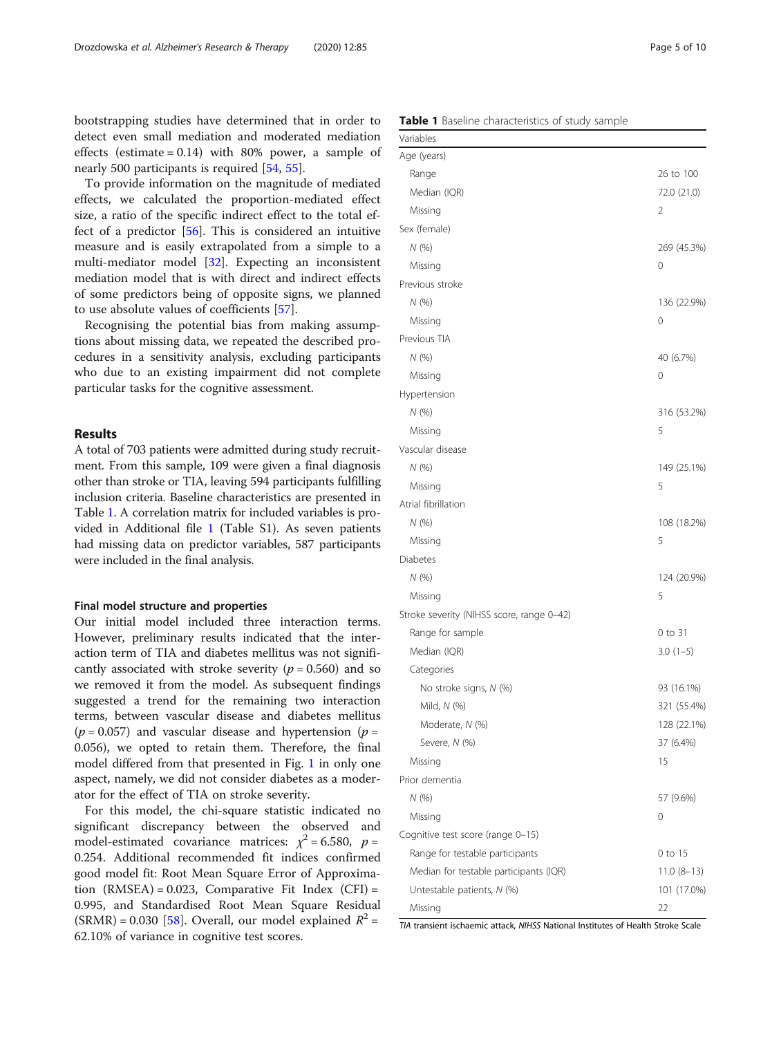bootstrapping studies have determined that in order to detect even small mediation and moderated mediation effects (estimate = 0.14) with 80% power, a sample of nearly 500 participants is required [54, 55].

To provide information on the magnitude of mediated effects, we calculated the proportion-mediated effect size, a ratio of the specific indirect effect to the total effect of a predictor [56]. This is considered an intuitive measure and is easily extrapolated from a simple to a multi-mediator model [32]. Expecting an inconsistent mediation model that is with direct and indirect effects of some predictors being of opposite signs, we planned to use absolute values of coefficients [57].

Recognising the potential bias from making assumptions about missing data, we repeated the described procedures in a sensitivity analysis, excluding participants who due to an existing impairment did not complete particular tasks for the cognitive assessment.

## Results

A total of 703 patients were admitted during study recruitment. From this sample, 109 were given a final diagnosis other than stroke or TIA, leaving 594 participants fulfilling inclusion criteria. Baseline characteristics are presented in Table 1. A correlation matrix for included variables is provided in Additional file 1 (Table S1). As seven patients had missing data on predictor variables, 587 participants were included in the final analysis.

### Final model structure and properties

Our initial model included three interaction terms. However, preliminary results indicated that the interaction term of TIA and diabetes mellitus was not significantly associated with stroke severity ($p = 0.560$) and so we removed it from the model. As subsequent findings suggested a trend for the remaining two interaction terms, between vascular disease and diabetes mellitus ($p = 0.057$) and vascular disease and hypertension ($p = 0.056$), we opted to retain them. Therefore, the final model differed from that presented in Fig. 1 in only one aspect, namely, we did not consider diabetes as a moderator for the effect of TIA on stroke severity.

For this model, the chi-square statistic indicated no significant discrepancy between the observed and model-estimated covariance matrices: $\chi^2 = 6.580$, $p = 0.254$. Additional recommended fit indices confirmed good model fit: Root Mean Square Error of Approximation (RMSEA) = 0.023, Comparative Fit Index (CFI) = 0.995, and Standardised Root Mean Square Residual (SRMR) = 0.030 [58]. Overall, our model explained $R^2 = 62.10\%$ of variance in cognitive test scores.

**Table 1** Baseline characteristics of study sample

| Variables | |
|---|---|
| Age (years) | |
| Range | 26 to 100 |
| Median (IQR) | 72.0 (21.0) |
| Missing | 2 |
| Sex (female) | |
| *N* (%) | 269 (45.3%) |
| Missing | 0 |
| Previous stroke | |
| *N* (%) | 136 (22.9%) |
| Missing | 0 |
| Previous TIA | |
| *N* (%) | 40 (6.7%) |
| Missing | 0 |
| Hypertension | |
| *N* (%) | 316 (53.2%) |
| Missing | 5 |
| Vascular disease | |
| *N* (%) | 149 (25.1%) |
| Missing | 5 |
| Atrial fibrillation | |
| *N* (%) | 108 (18.2%) |
| Missing | 5 |
| Diabetes | |
| *N* (%) | 124 (20.9%) |
| Missing | 5 |
| Stroke severity (NIHSS score, range 0–42) | |
| Range for sample | 0 to 31 |
| Median (IQR) | 3.0 (1–5) |
| Categories | |
| No stroke signs, *N* (%) | 93 (16.1%) |
| Mild, *N* (%) | 321 (55.4%) |
| Moderate, *N* (%) | 128 (22.1%) |
| Severe, *N* (%) | 37 (6.4%) |
| Missing | 15 |
| Prior dementia | |
| *N* (%) | 57 (9.6%) |
| Missing | 0 |
| Cognitive test score (range 0–15) | |
| Range for testable participants | 0 to 15 |
| Median for testable participants (IQR) | 11.0 (8–13) |
| Untestable patients, *N* (%) | 101 (17.0%) |
| Missing | 22 |

*TIA* transient ischaemic attack, *NIHSS* National Institutes of Health Stroke Scale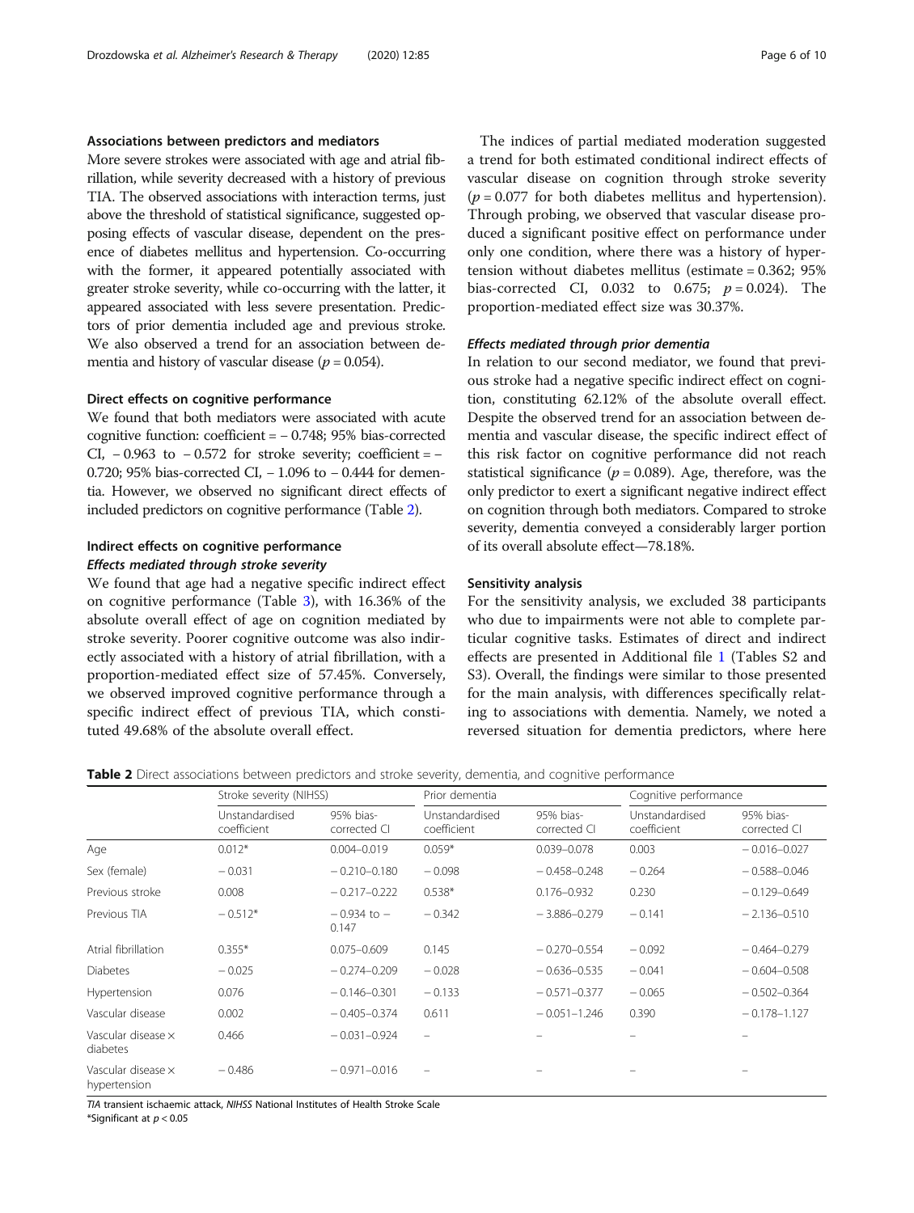### Associations between predictors and mediators

More severe strokes were associated with age and atrial fibrillation, while severity decreased with a history of previous TIA. The observed associations with interaction terms, just above the threshold of statistical significance, suggested opposing effects of vascular disease, dependent on the presence of diabetes mellitus and hypertension. Co-occurring with the former, it appeared potentially associated with greater stroke severity, while co-occurring with the latter, it appeared associated with less severe presentation. Predictors of prior dementia included age and previous stroke. We also observed a trend for an association between dementia and history of vascular disease ($p = 0.054$).

### Direct effects on cognitive performance

We found that both mediators were associated with acute cognitive function: coefficient = − 0.748; 95% bias-corrected CI, − 0.963 to − 0.572 for stroke severity; coefficient = − 0.720; 95% bias-corrected CI, − 1.096 to − 0.444 for dementia. However, we observed no significant direct effects of included predictors on cognitive performance (Table 2).

### Indirect effects on cognitive performance

#### *Effects mediated through stroke severity*

We found that age had a negative specific indirect effect on cognitive performance (Table 3), with 16.36% of the absolute overall effect of age on cognition mediated by stroke severity. Poorer cognitive outcome was also indirectly associated with a history of atrial fibrillation, with a proportion-mediated effect size of 57.45%. Conversely, we observed improved cognitive performance through a specific indirect effect of previous TIA, which constituted 49.68% of the absolute overall effect.

The indices of partial mediated moderation suggested a trend for both estimated conditional indirect effects of vascular disease on cognition through stroke severity ($p = 0.077$ for both diabetes mellitus and hypertension). Through probing, we observed that vascular disease produced a significant positive effect on performance under only one condition, where there was a history of hypertension without diabetes mellitus (estimate = 0.362; 95% bias-corrected CI, 0.032 to 0.675; $p = 0.024$). The proportion-mediated effect size was 30.37%.

#### *Effects mediated through prior dementia*

In relation to our second mediator, we found that previous stroke had a negative specific indirect effect on cognition, constituting 62.12% of the absolute overall effect. Despite the observed trend for an association between dementia and vascular disease, the specific indirect effect of this risk factor on cognitive performance did not reach statistical significance ($p = 0.089$). Age, therefore, was the only predictor to exert a significant negative indirect effect on cognition through both mediators. Compared to stroke severity, dementia conveyed a considerably larger portion of its overall absolute effect—78.18%.

### Sensitivity analysis

For the sensitivity analysis, we excluded 38 participants who due to impairments were not able to complete particular cognitive tasks. Estimates of direct and indirect effects are presented in Additional file 1 (Tables S2 and S3). Overall, the findings were similar to those presented for the main analysis, with differences specifically relating to associations with dementia. Namely, we noted a reversed situation for dementia predictors, where here

**Table 2** Direct associations between predictors and stroke severity, dementia, and cognitive performance

| | Stroke severity (NIHSS) | | Prior dementia | | Cognitive performance | |
|---|---|---|---|---|---|---|
| | Unstandardised coefficient | 95% bias-corrected CI | Unstandardised coefficient | 95% bias-corrected CI | Unstandardised coefficient | 95% bias-corrected CI |
| Age | 0.012* | 0.004–0.019 | 0.059* | 0.039–0.078 | 0.003 | − 0.016–0.027 |
| Sex (female) | − 0.031 | − 0.210–0.180 | − 0.098 | − 0.458–0.248 | − 0.264 | − 0.588–0.046 |
| Previous stroke | 0.008 | − 0.217–0.222 | 0.538* | 0.176–0.932 | 0.230 | − 0.129–0.649 |
| Previous TIA | − 0.512* | − 0.934 to − 0.147 | − 0.342 | − 3.886–0.279 | − 0.141 | − 2.136–0.510 |
| Atrial fibrillation | 0.355* | 0.075–0.609 | 0.145 | − 0.270–0.554 | − 0.092 | − 0.464–0.279 |
| Diabetes | − 0.025 | − 0.274–0.209 | − 0.028 | − 0.636–0.535 | − 0.041 | − 0.604–0.508 |
| Hypertension | 0.076 | − 0.146–0.301 | − 0.133 | − 0.571–0.377 | − 0.065 | − 0.502–0.364 |
| Vascular disease | 0.002 | − 0.405–0.374 | 0.611 | − 0.051–1.246 | 0.390 | − 0.178–1.127 |
| Vascular disease × diabetes | 0.466 | − 0.031–0.924 | – | – | – | – |
| Vascular disease × hypertension | − 0.486 | − 0.971–0.016 | – | – | – | – |

*TIA* transient ischaemic attack, *NIHSS* National Institutes of Health Stroke Scale
*Significant at $p < 0.05$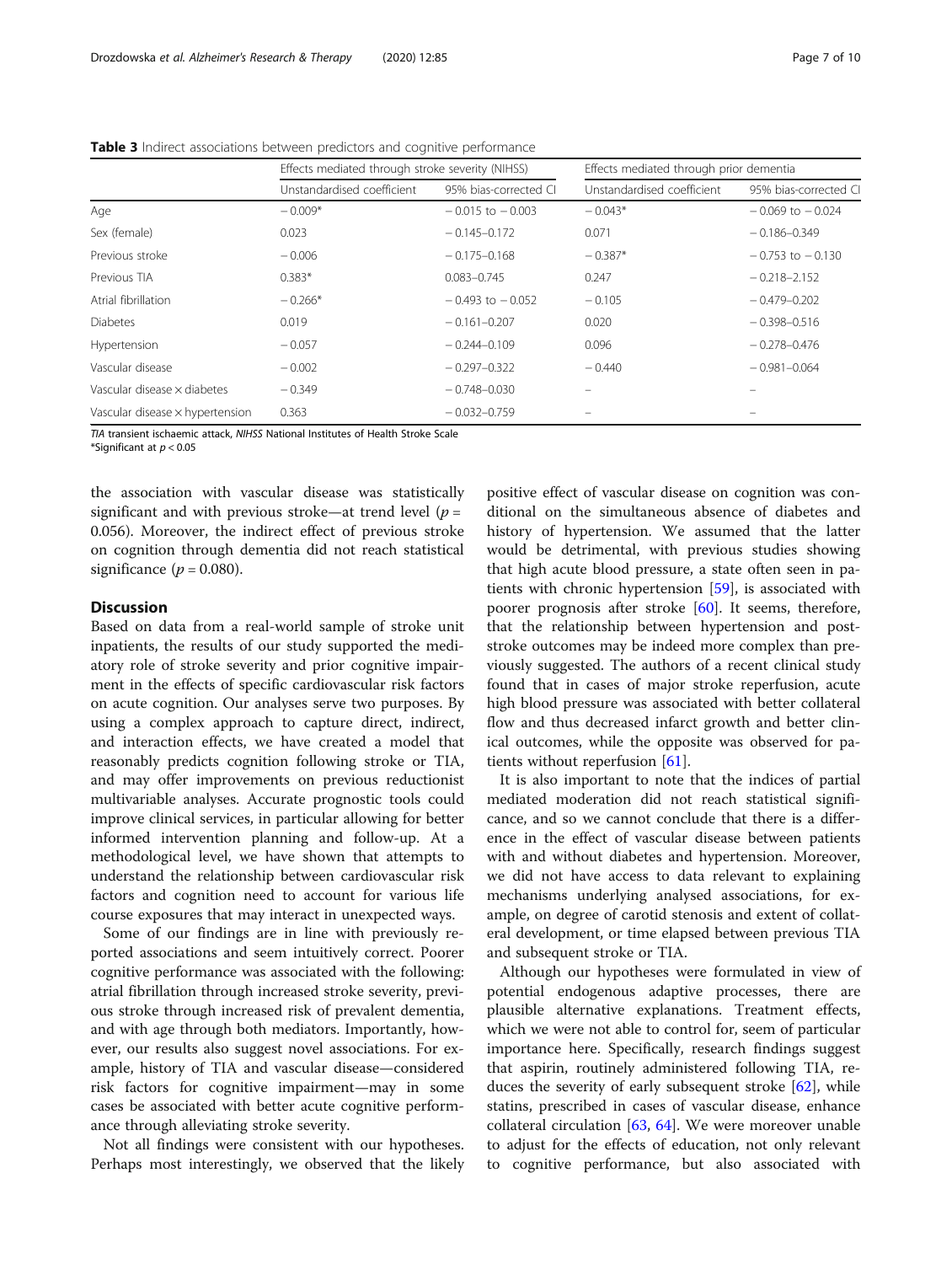**Table 3** Indirect associations between predictors and cognitive performance

| | Effects mediated through stroke severity (NIHSS) | | Effects mediated through prior dementia | |
|---|---|---|---|---|
| | Unstandardised coefficient | 95% bias-corrected CI | Unstandardised coefficient | 95% bias-corrected CI |
| Age | − 0.009* | − 0.015 to − 0.003 | − 0.043* | − 0.069 to − 0.024 |
| Sex (female) | 0.023 | − 0.145–0.172 | 0.071 | − 0.186–0.349 |
| Previous stroke | − 0.006 | − 0.175–0.168 | − 0.387* | − 0.753 to − 0.130 |
| Previous TIA | 0.383* | 0.083–0.745 | 0.247 | − 0.218–2.152 |
| Atrial fibrillation | − 0.266* | − 0.493 to − 0.052 | − 0.105 | − 0.479–0.202 |
| Diabetes | 0.019 | − 0.161–0.207 | 0.020 | − 0.398–0.516 |
| Hypertension | − 0.057 | − 0.244–0.109 | 0.096 | − 0.278–0.476 |
| Vascular disease | − 0.002 | − 0.297–0.322 | − 0.440 | − 0.981–0.064 |
| Vascular disease × diabetes | − 0.349 | − 0.748–0.030 | – | – |
| Vascular disease × hypertension | 0.363 | − 0.032–0.759 | – | – |

*TIA* transient ischaemic attack, *NIHSS* National Institutes of Health Stroke Scale
*Significant at $p < 0.05$

the association with vascular disease was statistically significant and with previous stroke—at trend level ($p = 0.056$). Moreover, the indirect effect of previous stroke on cognition through dementia did not reach statistical significance ($p = 0.080$).

## Discussion

Based on data from a real-world sample of stroke unit inpatients, the results of our study supported the mediatory role of stroke severity and prior cognitive impairment in the effects of specific cardiovascular risk factors on acute cognition. Our analyses serve two purposes. By using a complex approach to capture direct, indirect, and interaction effects, we have created a model that reasonably predicts cognition following stroke or TIA, and may offer improvements on previous reductionist multivariable analyses. Accurate prognostic tools could improve clinical services, in particular allowing for better informed intervention planning and follow-up. At a methodological level, we have shown that attempts to understand the relationship between cardiovascular risk factors and cognition need to account for various life course exposures that may interact in unexpected ways.

Some of our findings are in line with previously reported associations and seem intuitively correct. Poorer cognitive performance was associated with the following: atrial fibrillation through increased stroke severity, previous stroke through increased risk of prevalent dementia, and with age through both mediators. Importantly, however, our results also suggest novel associations. For example, history of TIA and vascular disease—considered risk factors for cognitive impairment—may in some cases be associated with better acute cognitive performance through alleviating stroke severity.

Not all findings were consistent with our hypotheses. Perhaps most interestingly, we observed that the likely positive effect of vascular disease on cognition was conditional on the simultaneous absence of diabetes and history of hypertension. We assumed that the latter would be detrimental, with previous studies showing that high acute blood pressure, a state often seen in patients with chronic hypertension [59], is associated with poorer prognosis after stroke [60]. It seems, therefore, that the relationship between hypertension and post-stroke outcomes may be indeed more complex than previously suggested. The authors of a recent clinical study found that in cases of major stroke reperfusion, acute high blood pressure was associated with better collateral flow and thus decreased infarct growth and better clinical outcomes, while the opposite was observed for patients without reperfusion [61].

It is also important to note that the indices of partial mediated moderation did not reach statistical significance, and so we cannot conclude that there is a difference in the effect of vascular disease between patients with and without diabetes and hypertension. Moreover, we did not have access to data relevant to explaining mechanisms underlying analysed associations, for example, on degree of carotid stenosis and extent of collateral development, or time elapsed between previous TIA and subsequent stroke or TIA.

Although our hypotheses were formulated in view of potential endogenous adaptive processes, there are plausible alternative explanations. Treatment effects, which we were not able to control for, seem of particular importance here. Specifically, research findings suggest that aspirin, routinely administered following TIA, reduces the severity of early subsequent stroke [62], while statins, prescribed in cases of vascular disease, enhance collateral circulation [63, 64]. We were moreover unable to adjust for the effects of education, not only relevant to cognitive performance, but also associated with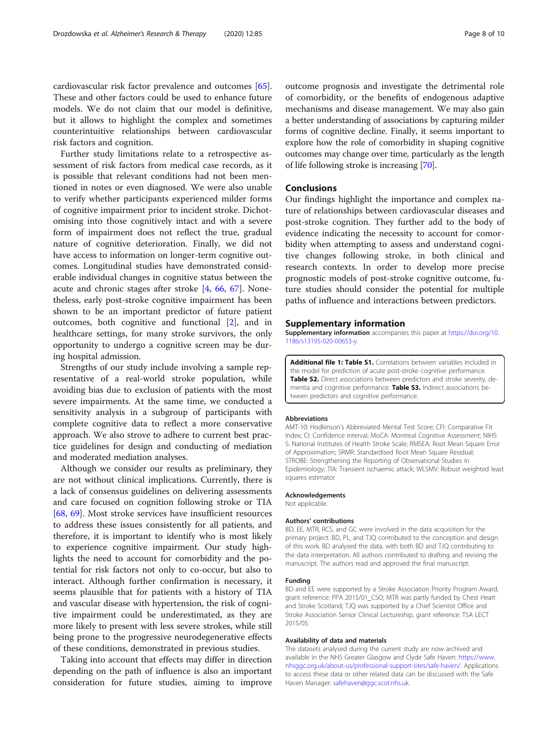cardiovascular risk factor prevalence and outcomes [65]. These and other factors could be used to enhance future models. We do not claim that our model is definitive, but it allows to highlight the complex and sometimes counterintuitive relationships between cardiovascular risk factors and cognition.

Further study limitations relate to a retrospective assessment of risk factors from medical case records, as it is possible that relevant conditions had not been mentioned in notes or even diagnosed. We were also unable to verify whether participants experienced milder forms of cognitive impairment prior to incident stroke. Dichotomising into those cognitively intact and with a severe form of impairment does not reflect the true, gradual nature of cognitive deterioration. Finally, we did not have access to information on longer-term cognitive outcomes. Longitudinal studies have demonstrated considerable individual changes in cognitive status between the acute and chronic stages after stroke [4, 66, 67]. Nonetheless, early post-stroke cognitive impairment has been shown to be an important predictor of future patient outcomes, both cognitive and functional [2], and in healthcare settings, for many stroke survivors, the only opportunity to undergo a cognitive screen may be during hospital admission.

Strengths of our study include involving a sample representative of a real-world stroke population, while avoiding bias due to exclusion of patients with the most severe impairments. At the same time, we conducted a sensitivity analysis in a subgroup of participants with complete cognitive data to reflect a more conservative approach. We also strove to adhere to current best practice guidelines for design and conducting of mediation and moderated mediation analyses.

Although we consider our results as preliminary, they are not without clinical implications. Currently, there is a lack of consensus guidelines on delivering assessments and care focused on cognition following stroke or TIA [68, 69]. Most stroke services have insufficient resources to address these issues consistently for all patients, and therefore, it is important to identify who is most likely to experience cognitive impairment. Our study highlights the need to account for comorbidity and the potential for risk factors not only to co-occur, but also to interact. Although further confirmation is necessary, it seems plausible that for patients with a history of TIA and vascular disease with hypertension, the risk of cognitive impairment could be underestimated, as they are more likely to present with less severe strokes, while still being prone to the progressive neurodegenerative effects of these conditions, demonstrated in previous studies.

Taking into account that effects may differ in direction depending on the path of influence is also an important consideration for future studies, aiming to improve outcome prognosis and investigate the detrimental role of comorbidity, or the benefits of endogenous adaptive mechanisms and disease management. We may also gain a better understanding of associations by capturing milder forms of cognitive decline. Finally, it seems important to explore how the role of comorbidity in shaping cognitive outcomes may change over time, particularly as the length of life following stroke is increasing [70].

## Conclusions

Our findings highlight the importance and complex nature of relationships between cardiovascular diseases and post-stroke cognition. They further add to the body of evidence indicating the necessity to account for comorbidity when attempting to assess and understand cognitive changes following stroke, in both clinical and research contexts. In order to develop more precise prognostic models of post-stroke cognitive outcome, future studies should consider the potential for multiple paths of influence and interactions between predictors.

## Supplementary information

**Supplementary information** accompanies this paper at https://doi.org/10.1186/s13195-020-00653-y.

**Additional file 1: Table S1.** Correlations between variables included in the model for prediction of acute post-stroke cognitive performance. **Table S2.** Direct associations between predictors and stroke severity, dementia and cognitive performance. **Table S3.** Indirect associations between predictors and cognitive performance.

#### Abbreviations

AMT-10: Hodkinson's Abbreviated Mental Test Score; CFI: Comparative Fit Index; CI: Confidence interval; MoCA: Montreal Cognitive Assessment; NIHSS: National Institutes of Health Stroke Scale; RMSEA: Root Mean Square Error of Approximation; SRMR: Standardised Root Mean Square Residual; STROBE: Strengthening the Reporting of Observational Studies in Epidemiology; TIA: Transient ischaemic attack; WLSMV: Robust weighted least squares estimator

#### Acknowledgements

Not applicable.

#### Authors' contributions

BD, EE, MTR, RCS, and GC were involved in the data acquisition for the primary project. BD, PL, and TJQ contributed to the conception and design of this work. BD analysed the data, with both BD and TJQ contributing to the data interpretation. All authors contributed to drafting and revising the manuscript. The authors read and approved the final manuscript.

#### Funding

BD and EE were supported by a Stroke Association Priority Program Award, grant reference: PPA 2015/01_CSO; MTR was partly funded by Chest Heart and Stroke Scotland; TJQ was supported by a Chief Scientist Office and Stroke Association Senior Clinical Lectureship, grant reference: TSA LECT 2015/05.

#### Availability of data and materials

The datasets analysed during the current study are now archived and available in the NHS Greater Glasgow and Clyde Safe Haven: https://www.nhsggc.org.uk/about-us/professional-support-sites/safe-haven/. Applications to access these data or other related data can be discussed with the Safe Haven Manager: safehaven@ggc.scot.nhs.uk.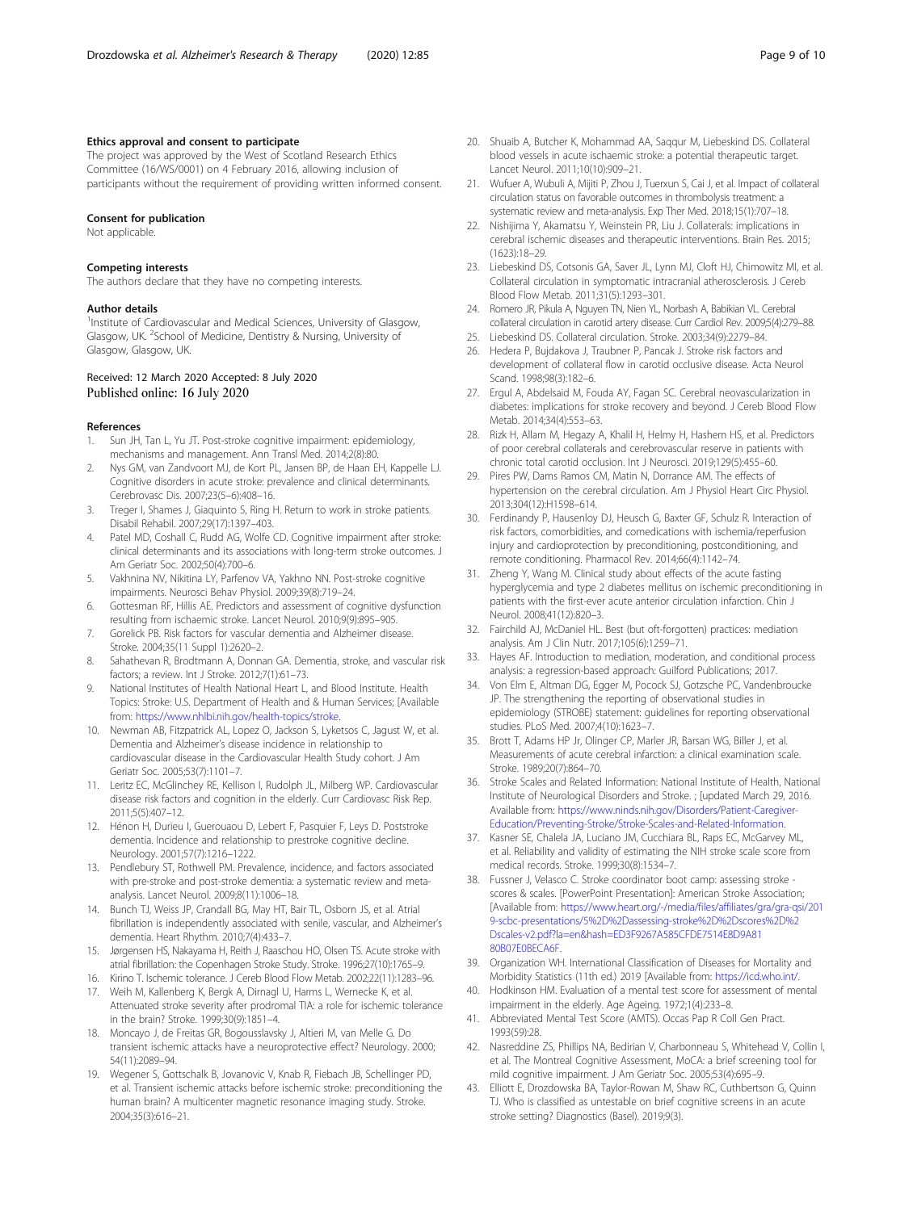### Ethics approval and consent to participate

The project was approved by the West of Scotland Research Ethics Committee (16/WS/0001) on 4 February 2016, allowing inclusion of participants without the requirement of providing written informed consent.

### Consent for publication

Not applicable.

### Competing interests

The authors declare that they have no competing interests.

### Author details

[1]Institute of Cardiovascular and Medical Sciences, University of Glasgow, Glasgow, UK. [2]School of Medicine, Dentistry & Nursing, University of Glasgow, Glasgow, UK.

Received: 12 March 2020 Accepted: 8 July 2020
Published online: 16 July 2020

### References

1. Sun JH, Tan L, Yu JT. Post-stroke cognitive impairment: epidemiology, mechanisms and management. Ann Transl Med. 2014;2(8):80.
2. Nys GM, van Zandvoort MJ, de Kort PL, Jansen BP, de Haan EH, Kappelle LJ. Cognitive disorders in acute stroke: prevalence and clinical determinants. Cerebrovasc Dis. 2007;23(5–6):408–16.
3. Treger I, Shames J, Giaquinto S, Ring H. Return to work in stroke patients. Disabil Rehabil. 2007;29(17):1397–403.
4. Patel MD, Coshall C, Rudd AG, Wolfe CD. Cognitive impairment after stroke: clinical determinants and its associations with long-term stroke outcomes. J Am Geriatr Soc. 2002;50(4):700–6.
5. Vakhnina NV, Nikitina LY, Parfenov VA, Yakhno NN. Post-stroke cognitive impairments. Neurosci Behav Physiol. 2009;39(8):719–24.
6. Gottesman RF, Hillis AE. Predictors and assessment of cognitive dysfunction resulting from ischaemic stroke. Lancet Neurol. 2010;9(9):895–905.
7. Gorelick PB. Risk factors for vascular dementia and Alzheimer disease. Stroke. 2004;35(11 Suppl 1):2620–2.
8. Sahathevan R, Brodtmann A, Donnan GA. Dementia, stroke, and vascular risk factors; a review. Int J Stroke. 2012;7(1):61–73.
9. National Institutes of Health National Heart L, and Blood Institute. Health Topics: Stroke: U.S. Department of Health and & Human Services; [Available from: https://www.nhlbi.nih.gov/health-topics/stroke.
10. Newman AB, Fitzpatrick AL, Lopez O, Jackson S, Lyketsos C, Jagust W, et al. Dementia and Alzheimer's disease incidence in relationship to cardiovascular disease in the Cardiovascular Health Study cohort. J Am Geriatr Soc. 2005;53(7):1101–7.
11. Leritz EC, McGlinchey RE, Kellison I, Rudolph JL, Milberg WP. Cardiovascular disease risk factors and cognition in the elderly. Curr Cardiovasc Risk Rep. 2011;5(5):407–12.
12. Hénon H, Durieu I, Guerouaou D, Lebert F, Pasquier F, Leys D. Poststroke dementia. Incidence and relationship to prestroke cognitive decline. Neurology. 2001;57(7):1216–1222.
13. Pendlebury ST, Rothwell PM. Prevalence, incidence, and factors associated with pre-stroke and post-stroke dementia: a systematic review and meta-analysis. Lancet Neurol. 2009;8(11):1006–18.
14. Bunch TJ, Weiss JP, Crandall BG, May HT, Bair TL, Osborn JS, et al. Atrial fibrillation is independently associated with senile, vascular, and Alzheimer's dementia. Heart Rhythm. 2010;7(4):433–7.
15. Jørgensen HS, Nakayama H, Reith J, Raaschou HO, Olsen TS. Acute stroke with atrial fibrillation: the Copenhagen Stroke Study. Stroke. 1996;27(10):1765–9.
16. Kirino T. Ischemic tolerance. J Cereb Blood Flow Metab. 2002;22(11):1283–96.
17. Weih M, Kallenberg K, Bergk A, Dirnagl U, Harms L, Wernecke K, et al. Attenuated stroke severity after prodromal TIA: a role for ischemic tolerance in the brain? Stroke. 1999;30(9):1851–4.
18. Moncayo J, de Freitas GR, Bogousslavsky J, Altieri M, van Melle G. Do transient ischemic attacks have a neuroprotective effect? Neurology. 2000; 54(11):2089–94.
19. Wegener S, Gottschalk B, Jovanovic V, Knab R, Fiebach JB, Schellinger PD, et al. Transient ischemic attacks before ischemic stroke: preconditioning the human brain? A multicenter magnetic resonance imaging study. Stroke. 2004;35(3):616–21.
20. Shuaib A, Butcher K, Mohammad AA, Saqqur M, Liebeskind DS. Collateral blood vessels in acute ischaemic stroke: a potential therapeutic target. Lancet Neurol. 2011;10(10):909–21.
21. Wufuer A, Wubuli A, Mijiti P, Zhou J, Tuerxun S, Cai J, et al. Impact of collateral circulation status on favorable outcomes in thrombolysis treatment: a systematic review and meta-analysis. Exp Ther Med. 2018;15(1):707–18.
22. Nishijima Y, Akamatsu Y, Weinstein PR, Liu J. Collaterals: implications in cerebral ischemic diseases and therapeutic interventions. Brain Res. 2015; (1623):18–29.
23. Liebeskind DS, Cotsonis GA, Saver JL, Lynn MJ, Cloft HJ, Chimowitz MI, et al. Collateral circulation in symptomatic intracranial atherosclerosis. J Cereb Blood Flow Metab. 2011;31(5):1293–301.
24. Romero JR, Pikula A, Nguyen TN, Nien YL, Norbash A, Babikian VL. Cerebral collateral circulation in carotid artery disease. Curr Cardiol Rev. 2009;5(4):279–88.
25. Liebeskind DS. Collateral circulation. Stroke. 2003;34(9):2279–84.
26. Hedera P, Bujdakova J, Traubner P, Pancak J. Stroke risk factors and development of collateral flow in carotid occlusive disease. Acta Neurol Scand. 1998;98(3):182–6.
27. Ergul A, Abdelsaid M, Fouda AY, Fagan SC. Cerebral neovascularization in diabetes: implications for stroke recovery and beyond. J Cereb Blood Flow Metab. 2014;34(4):553–63.
28. Rizk H, Allam M, Hegazy A, Khalil H, Helmy H, Hashem HS, et al. Predictors of poor cerebral collaterals and cerebrovascular reserve in patients with chronic total carotid occlusion. Int J Neurosci. 2019;129(5):455–60.
29. Pires PW, Dams Ramos CM, Matin N, Dorrance AM. The effects of hypertension on the cerebral circulation. Am J Physiol Heart Circ Physiol. 2013;304(12):H1598–614.
30. Ferdinandy P, Hausenloy DJ, Heusch G, Baxter GF, Schulz R. Interaction of risk factors, comorbidities, and comedications with ischemia/reperfusion injury and cardioprotection by preconditioning, postconditioning, and remote conditioning. Pharmacol Rev. 2014;66(4):1142–74.
31. Zheng Y, Wang M. Clinical study about effects of the acute fasting hyperglycemia and type 2 diabetes mellitus on ischemic preconditioning in patients with the first-ever acute anterior circulation infarction. Chin J Neurol. 2008;41(12):820–3.
32. Fairchild AJ, McDaniel HL. Best (but oft-forgotten) practices: mediation analysis. Am J Clin Nutr. 2017;105(6):1259–71.
33. Hayes AF. Introduction to mediation, moderation, and conditional process analysis: a regression-based approach: Guilford Publications; 2017.
34. Von Elm E, Altman DG, Egger M, Pocock SJ, Gotzsche PC, Vandenbroucke JP. The strengthening the reporting of observational studies in epidemiology (STROBE) statement: guidelines for reporting observational studies. PLoS Med. 2007;4(10):1623–7.
35. Brott T, Adams HP Jr, Olinger CP, Marler JR, Barsan WG, Biller J, et al. Measurements of acute cerebral infarction: a clinical examination scale. Stroke. 1989;20(7):864–70.
36. Stroke Scales and Related Information: National Institute of Health, National Institute of Neurological Disorders and Stroke. ; [updated March 29, 2016. Available from: https://www.ninds.nih.gov/Disorders/Patient-Caregiver-Education/Preventing-Stroke/Stroke-Scales-and-Related-Information.
37. Kasner SE, Chalela JA, Luciano JM, Cucchiara BL, Raps EC, McGarvey ML, et al. Reliability and validity of estimating the NIH stroke scale score from medical records. Stroke. 1999;30(8):1534–7.
38. Fussner J, Velasco C. Stroke coordinator boot camp: assessing stroke - scores & scales. [PowerPoint Presentation]: American Stroke Association; [Available from: https://www.heart.org/-/media/files/affiliates/gra/gra-qsi/2019-scbc-presentations/5%2D%2Dassessing-stroke%2D%2Dscores%2D%2Dscales-v2.pdf?la=en&hash=ED3F9267A585CFDE7514E8D9A8180B07E0BECA6F.
39. Organization WH. International Classification of Diseases for Mortality and Morbidity Statistics (11th ed.) 2019 [Available from: https://icd.who.int/.
40. Hodkinson HM. Evaluation of a mental test score for assessment of mental impairment in the elderly. Age Ageing. 1972;1(4):233–8.
41. Abbreviated Mental Test Score (AMTS). Occas Pap R Coll Gen Pract. 1993(59):28.
42. Nasreddine ZS, Phillips NA, Bedirian V, Charbonneau S, Whitehead V, Collin I, et al. The Montreal Cognitive Assessment, MoCA: a brief screening tool for mild cognitive impairment. J Am Geriatr Soc. 2005;53(4):695–9.
43. Elliott E, Drozdowska BA, Taylor-Rowan M, Shaw RC, Cuthbertson G, Quinn TJ. Who is classified as untestable on brief cognitive screens in an acute stroke setting? Diagnostics (Basel). 2019;9(3).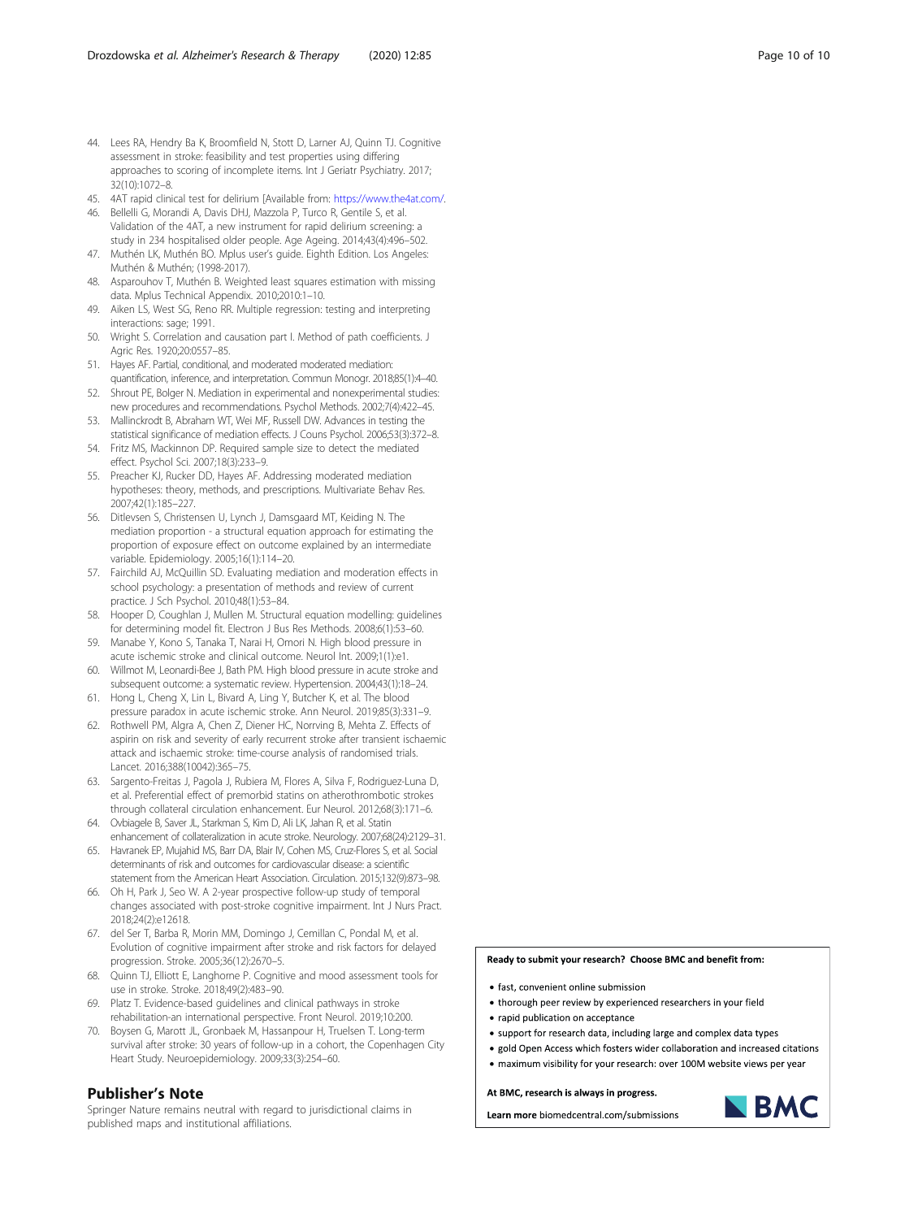44. Lees RA, Hendry Ba K, Broomfield N, Stott D, Larner AJ, Quinn TJ. Cognitive assessment in stroke: feasibility and test properties using differing approaches to scoring of incomplete items. Int J Geriatr Psychiatry. 2017;32(10):1072–8.
45. 4AT rapid clinical test for delirium [Available from: https://www.the4at.com/.
46. Bellelli G, Morandi A, Davis DHJ, Mazzola P, Turco R, Gentile S, et al. Validation of the 4AT, a new instrument for rapid delirium screening: a study in 234 hospitalised older people. Age Ageing. 2014;43(4):496–502.
47. Muthén LK, Muthén BO. Mplus user's guide. Eighth Edition. Los Angeles: Muthén & Muthén; (1998-2017).
48. Asparouhov T, Muthén B. Weighted least squares estimation with missing data. Mplus Technical Appendix. 2010;2010:1–10.
49. Aiken LS, West SG, Reno RR. Multiple regression: testing and interpreting interactions: sage; 1991.
50. Wright S. Correlation and causation part I. Method of path coefficients. J Agric Res. 1920;20:0557–85.
51. Hayes AF. Partial, conditional, and moderated moderated mediation: quantification, inference, and interpretation. Commun Monogr. 2018;85(1):4–40.
52. Shrout PE, Bolger N. Mediation in experimental and nonexperimental studies: new procedures and recommendations. Psychol Methods. 2002;7(4):422–45.
53. Mallinckrodt B, Abraham WT, Wei MF, Russell DW. Advances in testing the statistical significance of mediation effects. J Couns Psychol. 2006;53(3):372–8.
54. Fritz MS, Mackinnon DP. Required sample size to detect the mediated effect. Psychol Sci. 2007;18(3):233–9.
55. Preacher KJ, Rucker DD, Hayes AF. Addressing moderated mediation hypotheses: theory, methods, and prescriptions. Multivariate Behav Res. 2007;42(1):185–227.
56. Ditlevsen S, Christensen U, Lynch J, Damsgaard MT, Keiding N. The mediation proportion - a structural equation approach for estimating the proportion of exposure effect on outcome explained by an intermediate variable. Epidemiology. 2005;16(1):114–20.
57. Fairchild AJ, McQuillin SD. Evaluating mediation and moderation effects in school psychology: a presentation of methods and review of current practice. J Sch Psychol. 2010;48(1):53–84.
58. Hooper D, Coughlan J, Mullen M. Structural equation modelling: guidelines for determining model fit. Electron J Bus Res Methods. 2008;6(1):53–60.
59. Manabe Y, Kono S, Tanaka T, Narai H, Omori N. High blood pressure in acute ischemic stroke and clinical outcome. Neurol Int. 2009;1(1):e1.
60. Willmot M, Leonardi-Bee J, Bath PM. High blood pressure in acute stroke and subsequent outcome: a systematic review. Hypertension. 2004;43(1):18–24.
61. Hong L, Cheng X, Lin L, Bivard A, Ling Y, Butcher K, et al. The blood pressure paradox in acute ischemic stroke. Ann Neurol. 2019;85(3):331–9.
62. Rothwell PM, Algra A, Chen Z, Diener HC, Norrving B, Mehta Z. Effects of aspirin on risk and severity of early recurrent stroke after transient ischaemic attack and ischaemic stroke: time-course analysis of randomised trials. Lancet. 2016;388(10042):365–75.
63. Sargento-Freitas J, Pagola J, Rubiera M, Flores A, Silva F, Rodriguez-Luna D, et al. Preferential effect of premorbid statins on atherothrombotic strokes through collateral circulation enhancement. Eur Neurol. 2012;68(3):171–6.
64. Ovbiagele B, Saver JL, Starkman S, Kim D, Ali LK, Jahan R, et al. Statin enhancement of collateralization in acute stroke. Neurology. 2007;68(24):2129–31.
65. Havranek EP, Mujahid MS, Barr DA, Blair IV, Cohen MS, Cruz-Flores S, et al. Social determinants of risk and outcomes for cardiovascular disease: a scientific statement from the American Heart Association. Circulation. 2015;132(9):873–98.
66. Oh H, Park J, Seo W. A 2-year prospective follow-up study of temporal changes associated with post-stroke cognitive impairment. Int J Nurs Pract. 2018;24(2):e12618.
67. del Ser T, Barba R, Morin MM, Domingo J, Cemillan C, Pondal M, et al. Evolution of cognitive impairment after stroke and risk factors for delayed progression. Stroke. 2005;36(12):2670–5.
68. Quinn TJ, Elliott E, Langhorne P. Cognitive and mood assessment tools for use in stroke. Stroke. 2018;49(2):483–90.
69. Platz T. Evidence-based guidelines and clinical pathways in stroke rehabilitation-an international perspective. Front Neurol. 2019;10:200.
70. Boysen G, Marott JL, Gronbaek M, Hassanpour H, Truelsen T. Long-term survival after stroke: 30 years of follow-up in a cohort, the Copenhagen City Heart Study. Neuroepidemiology. 2009;33(3):254–60.

## Publisher's Note

Springer Nature remains neutral with regard to jurisdictional claims in published maps and institutional affiliations.

**Ready to submit your research? Choose BMC and benefit from:**

- fast, convenient online submission
- thorough peer review by experienced researchers in your field
- rapid publication on acceptance
- support for research data, including large and complex data types
- gold Open Access which fosters wider collaboration and increased citations
- maximum visibility for your research: over 100M website views per year

**At BMC, research is always in progress.**

**Learn more** biomedcentral.com/submissions

BMC